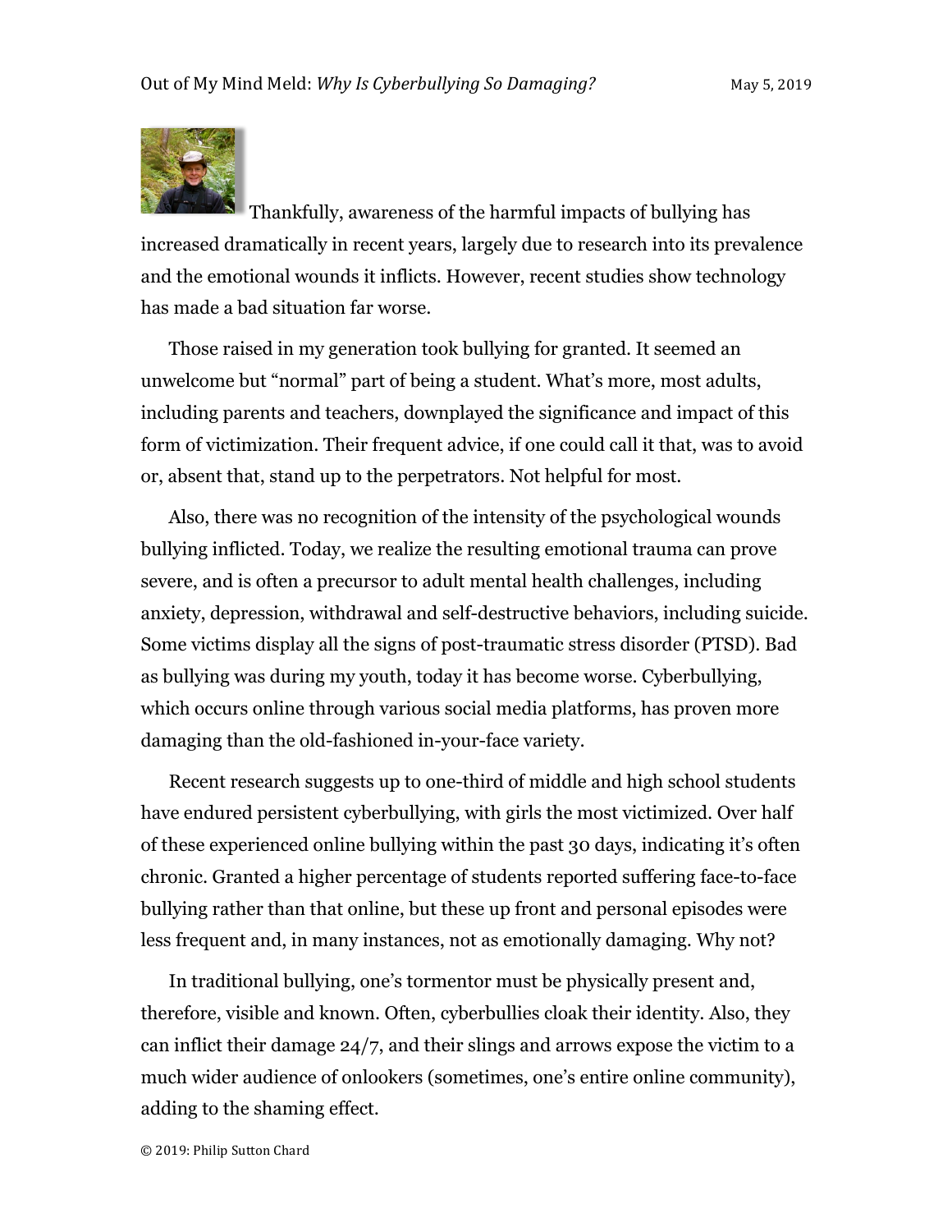Out of My Mind Meld: *Why Is Cyberbullying So Damaging?* May 5, 2019

Thankfully, awareness of the harmful impacts of bullying has increased dramatically in recent years, largely due to research into its prevalence and the emotional wounds it inflicts. However, recent studies show technology has made a bad situation far worse.

Those raised in my generation took bullying for granted. It seemed an unwelcome but "normal" part of being a student. What's more, most adults, including parents and teachers, downplayed the significance and impact of this form of victimization. Their frequent advice, if one could call it that, was to avoid or, absent that, stand up to the perpetrators. Not helpful for most.

Also, there was no recognition of the intensity of the psychological wounds bullying inflicted. Today, we realize the resulting emotional trauma can prove severe, and is often a precursor to adult mental health challenges, including anxiety, depression, withdrawal and self-destructive behaviors, including suicide. Some victims display all the signs of post-traumatic stress disorder (PTSD). Bad as bullying was during my youth, today it has become worse. Cyberbullying, which occurs online through various social media platforms, has proven more damaging than the old-fashioned in-your-face variety.

Recent research suggests up to one-third of middle and high school students have endured persistent cyberbullying, with girls the most victimized. Over half of these experienced online bullying within the past 30 days, indicating it's often chronic. Granted a higher percentage of students reported suffering face-to-face bullying rather than that online, but these up front and personal episodes were less frequent and, in many instances, not as emotionally damaging. Why not?

In traditional bullying, one's tormentor must be physically present and, therefore, visible and known. Often, cyberbullies cloak their identity. Also, they can inflict their damage 24/7, and their slings and arrows expose the victim to a much wider audience of onlookers (sometimes, one's entire online community), adding to the shaming effect.

© 2019: Philip Sutton Chard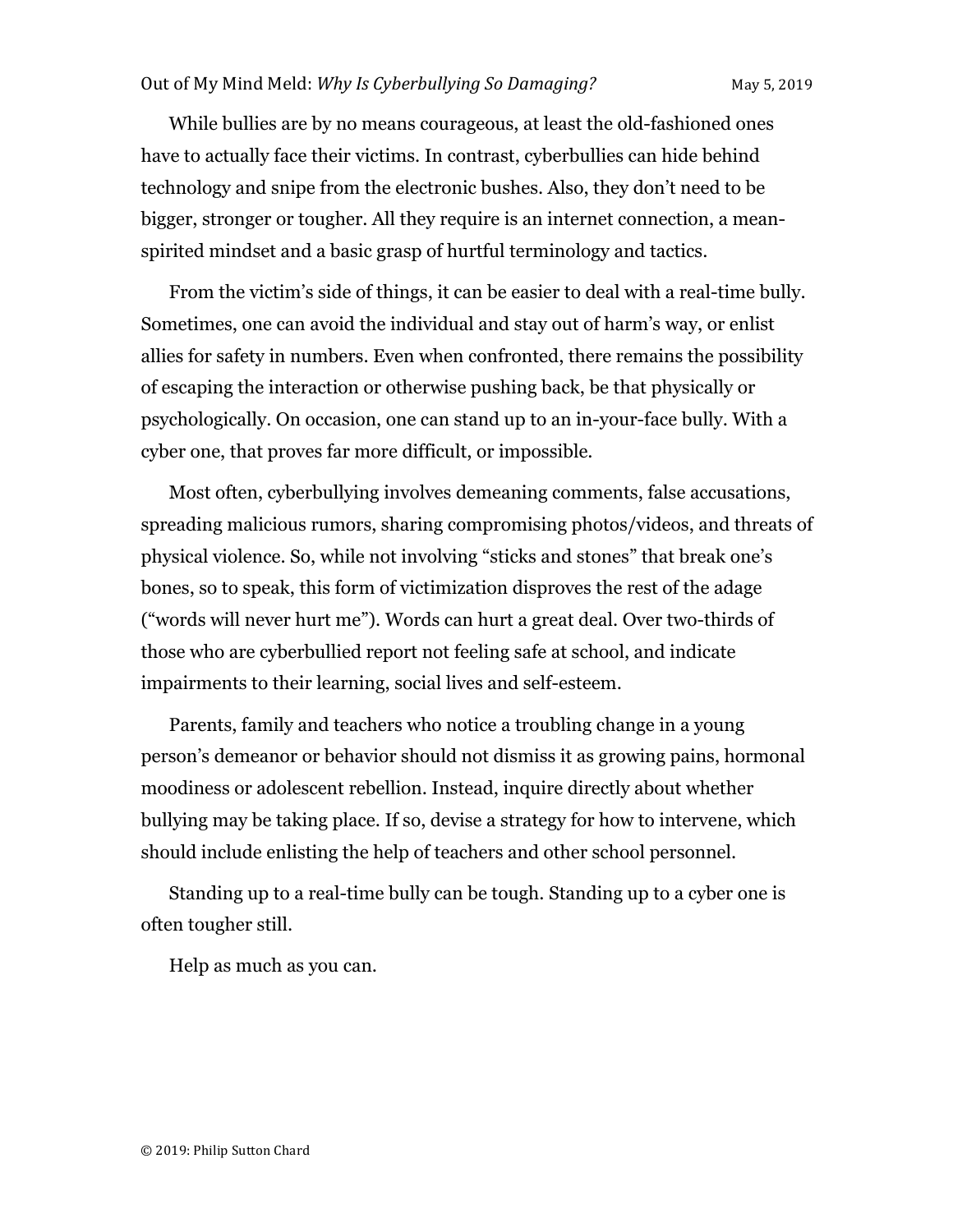While bullies are by no means courageous, at least the old-fashioned ones have to actually face their victims. In contrast, cyberbullies can hide behind technology and snipe from the electronic bushes. Also, they don't need to be bigger, stronger or tougher. All they require is an internet connection, a mean-spirited mindset and a basic grasp of hurtful terminology and tactics.

From the victim's side of things, it can be easier to deal with a real-time bully. Sometimes, one can avoid the individual and stay out of harm's way, or enlist allies for safety in numbers. Even when confronted, there remains the possibility of escaping the interaction or otherwise pushing back, be that physically or psychologically. On occasion, one can stand up to an in-your-face bully. With a cyber one, that proves far more difficult, or impossible.

Most often, cyberbullying involves demeaning comments, false accusations, spreading malicious rumors, sharing compromising photos/videos, and threats of physical violence. So, while not involving "sticks and stones" that break one's bones, so to speak, this form of victimization disproves the rest of the adage ("words will never hurt me"). Words can hurt a great deal. Over two-thirds of those who are cyberbullied report not feeling safe at school, and indicate impairments to their learning, social lives and self-esteem.

Parents, family and teachers who notice a troubling change in a young person's demeanor or behavior should not dismiss it as growing pains, hormonal moodiness or adolescent rebellion. Instead, inquire directly about whether bullying may be taking place. If so, devise a strategy for how to intervene, which should include enlisting the help of teachers and other school personnel.

Standing up to a real-time bully can be tough. Standing up to a cyber one is often tougher still.

Help as much as you can.